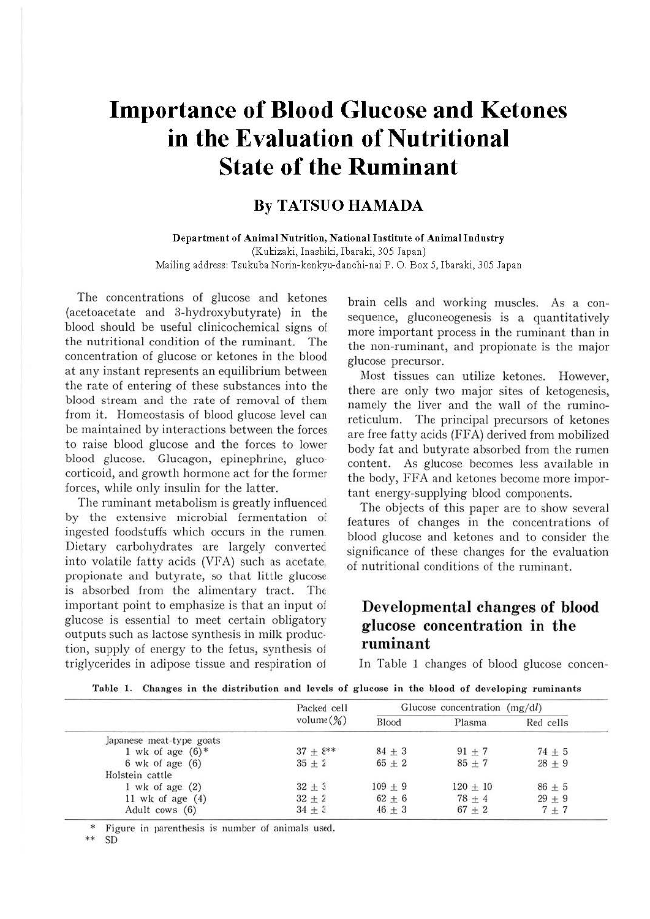# Importance of Blood Glucose and Ketones in the Evaluation of Nutritional State of the Ruminant

## By TATSUO HAMADA

**Department of Animal Nutrition, National Institute of Animal Industry**
(Kukizaki, Inashiki, Ibaraki, 305 Japan)
Mailing address: Tsukuba Norin-kenkyu-danchi-nai P. O. Box 5, Ibaraki, 305 Japan

The concentrations of glucose and ketones (acetoacetate and 3-hydroxybutyrate) in the blood should be useful clinicochemical signs of the nutritional condition of the ruminant. The concentration of glucose or ketones in the blood at any instant represents an equilibrium between the rate of entering of these substances into the blood stream and the rate of removal of them from it. Homeostasis of blood glucose level can be maintained by interactions between the forces to raise blood glucose and the forces to lower blood glucose. Glucagon, epinephrine, glucocorticoid, and growth hormone act for the former forces, while only insulin for the latter.

The ruminant metabolism is greatly influenced by the extensive microbial fermentation of ingested foodstuffs which occurs in the rumen. Dietary carbohydrates are largely converted into volatile fatty acids (VFA) such as acetate, propionate and butyrate, so that little glucose is absorbed from the alimentary tract. The important point to emphasize is that an input of glucose is essential to meet certain obligatory outputs such as lactose synthesis in milk production, supply of energy to the fetus, synthesis of triglycerides in adipose tissue and respiration of brain cells and working muscles. As a consequence, gluconeogenesis is a quantitatively more important process in the ruminant than in the non-ruminant, and propionate is the major glucose precursor.

Most tissues can utilize ketones. However, there are only two major sites of ketogenesis, namely the liver and the wall of the ruminoreticulum. The principal precursors of ketones are free fatty acids (FFA) derived from mobilized body fat and butyrate absorbed from the rumen content. As glucose becomes less available in the body, FFA and ketones become more important energy-supplying blood components.

The objects of this paper are to show several features of changes in the concentrations of blood glucose and ketones and to consider the significance of these changes for the evaluation of nutritional conditions of the ruminant.

## Developmental changes of blood glucose concentration in the ruminant

In Table 1 changes of blood glucose concen-

Table 1. Changes in the distribution and levels of glucose in the blood of developing ruminants

| | Packed cell volume (%) | Glucose concentration (mg/dl) | | |
|---|---|---|---|---|
| | | Blood | Plasma | Red cells |
| Japanese meat-type goats | | | | |
| 1 wk of age (6)* | 37 ± 8** | 84 ± 3 | 91 ± 7 | 74 ± 5 |
| 6 wk of age (6) | 35 ± 2 | 65 ± 2 | 85 ± 7 | 28 ± 9 |
| Holstein cattle | | | | |
| 1 wk of age (2) | 32 ± 3 | 109 ± 9 | 120 ± 10 | 86 ± 5 |
| 11 wk of age (4) | 32 ± 2 | 62 ± 6 | 78 ± 4 | 29 ± 9 |
| Adult cows (6) | 34 ± 3 | 46 ± 3 | 67 ± 2 | 7 ± 7 |

\* Figure in parenthesis is number of animals used.
\*\* SD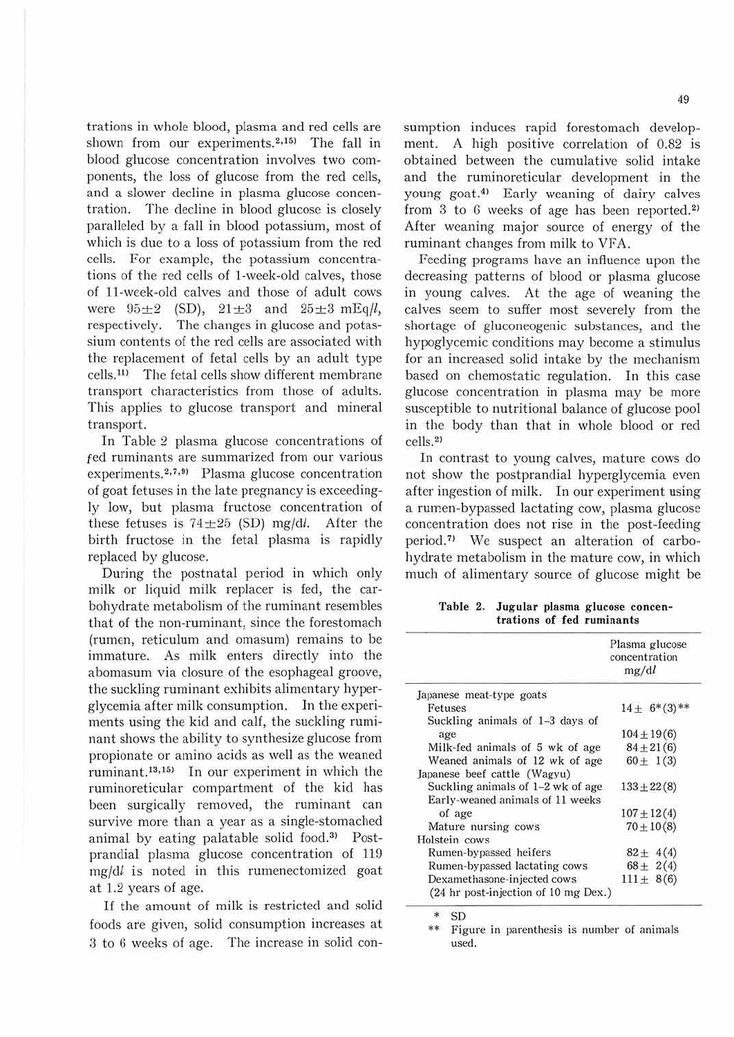trations in whole blood, plasma and red cells are shown from our experiments.[2,15] The fall in blood glucose concentration involves two components, the loss of glucose from the red cells, and a slower decline in plasma glucose concentration. The decline in blood glucose is closely paralleled by a fall in blood potassium, most of which is due to a loss of potassium from the red cells. For example, the potassium concentrations of the red cells of 1-week-old calves, those of 11-week-old calves and those of adult cows were 95±2 (SD), 21±3 and 25±3 mEq/*l*, respectively. The changes in glucose and potassium contents of the red cells are associated with the replacement of fetal cells by an adult type cells.[11] The fetal cells show different membrane transport characteristics from those of adults. This applies to glucose transport and mineral transport.

In Table 2 plasma glucose concentrations of fed ruminants are summarized from our various experiments.[2,7,9] Plasma glucose concentration of goat fetuses in the late pregnancy is exceedingly low, but plasma fructose concentration of these fetuses is 74±25 (SD) mg/d*l*. After the birth fructose in the fetal plasma is rapidly replaced by glucose.

During the postnatal period in which only milk or liquid milk replacer is fed, the carbohydrate metabolism of the ruminant resembles that of the non-ruminant, since the forestomach (rumen, reticulum and omasum) remains to be immature. As milk enters directly into the abomasum via closure of the esophageal groove, the suckling ruminant exhibits alimentary hyperglycemia after milk consumption. In the experiments using the kid and calf, the suckling ruminant shows the ability to synthesize glucose from propionate or amino acids as well as the weaned ruminant.[13,15] In our experiment in which the ruminoreticular compartment of the kid has been surgically removed, the ruminant can survive more than a year as a single-stomached animal by eating palatable solid food.[3] Postprandial plasma glucose concentration of 119 mg/d*l* is noted in this rumenectomized goat at 1.2 years of age.

If the amount of milk is restricted and solid foods are given, solid consumption increases at 3 to 6 weeks of age. The increase in solid consumption induces rapid forestomach development. A high positive correlation of 0.82 is obtained between the cumulative solid intake and the ruminoreticular development in the young goat.[4] Early weaning of dairy calves from 3 to 6 weeks of age has been reported.[2] After weaning major source of energy of the ruminant changes from milk to VFA.

Feeding programs have an influence upon the decreasing patterns of blood or plasma glucose in young calves. At the age of weaning the calves seem to suffer most severely from the shortage of gluconeogenic substances, and the hypoglycemic conditions may become a stimulus for an increased solid intake by the mechanism based on chemostatic regulation. In this case glucose concentration in plasma may be more susceptible to nutritional balance of glucose pool in the body than that in whole blood or red cells.[2]

In contrast to young calves, mature cows do not show the postprandial hyperglycemia even after ingestion of milk. In our experiment using a rumen-bypassed lactating cow, plasma glucose concentration does not rise in the post-feeding period.[7] We suspect an alteration of carbohydrate metabolism in the mature cow, in which much of alimentary source of glucose might be

**Table 2. Jugular plasma glucose concentrations of fed ruminants**

| | Plasma glucose concentration mg/d*l* |
|---|---|
| Japanese meat-type goats | |
| Fetuses | 14± 6*(3)** |
| Suckling animals of 1–3 days of age | 104±19(6) |
| Milk-fed animals of 5 wk of age | 84±21(6) |
| Weaned animals of 12 wk of age | 60± 1(3) |
| Japanese beef cattle (Wagyu) | |
| Suckling animals of 1–2 wk of age | 133±22(8) |
| Early-weaned animals of 11 weeks of age | 107±12(4) |
| Mature nursing cows | 70±10(8) |
| Holstein cows | |
| Rumen-bypassed heifers | 82± 4(4) |
| Rumen-bypassed lactating cows | 68± 2(4) |
| Dexamethasone-injected cows (24 hr post-injection of 10 mg Dex.) | 111± 8(6) |

\* SD

\*\* Figure in parenthesis is number of animals used.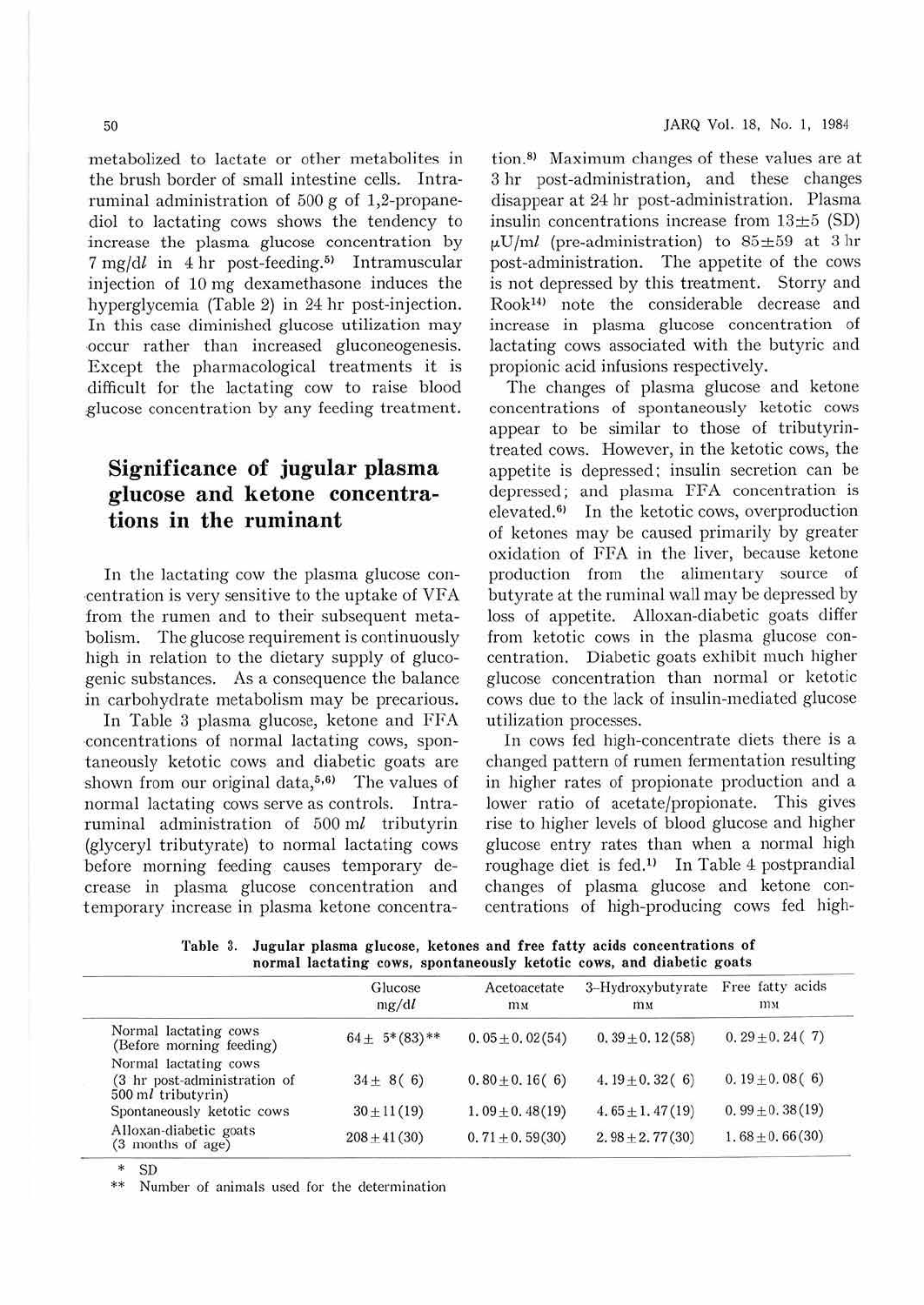metabolized to lactate or other metabolites in the brush border of small intestine cells. Intraruminal administration of 500 g of 1,2-propanediol to lactating cows shows the tendency to increase the plasma glucose concentration by 7 mg/dl in 4 hr post-feeding.[5] Intramuscular injection of 10 mg dexamethasone induces the hyperglycemia (Table 2) in 24 hr post-injection. In this case diminished glucose utilization may occur rather than increased gluconeogenesis. Except the pharmacological treatments it is difficult for the lactating cow to raise blood glucose concentration by any feeding treatment.

## Significance of jugular plasma glucose and ketone concentrations in the ruminant

In the lactating cow the plasma glucose concentration is very sensitive to the uptake of VFA from the rumen and to their subsequent metabolism. The glucose requirement is continuously high in relation to the dietary supply of glucogenic substances. As a consequence the balance in carbohydrate metabolism may be precarious.

In Table 3 plasma glucose, ketone and FFA concentrations of normal lactating cows, spontaneously ketotic cows and diabetic goats are shown from our original data.[5,6] The values of normal lactating cows serve as controls. Intraruminal administration of 500 ml tributyrin (glyceryl tributyrate) to normal lactating cows before morning feeding causes temporary decrease in plasma glucose concentration and temporary increase in plasma ketone concentration.[8] Maximum changes of these values are at 3 hr post-administration, and these changes disappear at 24 hr post-administration. Plasma insulin concentrations increase from 13±5 (SD) μU/ml (pre-administration) to 85±59 at 3 hr post-administration. The appetite of the cows is not depressed by this treatment. Storry and Rook[14] note the considerable decrease and increase in plasma glucose concentration of lactating cows associated with the butyric and propionic acid infusions respectively.

The changes of plasma glucose and ketone concentrations of spontaneously ketotic cows appear to be similar to those of tributyrin-treated cows. However, in the ketotic cows, the appetite is depressed; insulin secretion can be depressed; and plasma FFA concentration is elevated.[6] In the ketotic cows, overproduction of ketones may be caused primarily by greater oxidation of FFA in the liver, because ketone production from the alimentary source of butyrate at the ruminal wall may be depressed by loss of appetite. Alloxan-diabetic goats differ from ketotic cows in the plasma glucose concentration. Diabetic goats exhibit much higher glucose concentration than normal or ketotic cows due to the lack of insulin-mediated glucose utilization processes.

In cows fed high-concentrate diets there is a changed pattern of rumen fermentation resulting in higher rates of propionate production and a lower ratio of acetate/propionate. This gives rise to higher levels of blood glucose and higher glucose entry rates than when a normal high roughage diet is fed.[1] In Table 4 postprandial changes of plasma glucose and ketone concentrations of high-producing cows fed high-

**Table 3. Jugular plasma glucose, ketones and free fatty acids concentrations of normal lactating cows, spontaneously ketotic cows, and diabetic goats**

| | Glucose mg/dl | Acetoacetate mM | 3-Hydroxybutyrate mM | Free fatty acids mM |
|---|---|---|---|---|
| Normal lactating cows (Before morning feeding) | 64± 5*(83)** | 0.05±0.02(54) | 0.39±0.12(58) | 0.29±0.24( 7) |
| Normal lactating cows (3 hr post-administration of 500 ml tributyrin) | 34± 8( 6) | 0.80±0.16( 6) | 4.19±0.32( 6) | 0.19±0.08( 6) |
| Spontaneously ketotic cows | 30±11(19) | 1.09±0.48(19) | 4.65±1.47(19) | 0.99±0.38(19) |
| Alloxan-diabetic goats (3 months of age) | 208±41(30) | 0.71±0.59(30) | 2.98±2.77(30) | 1.68±0.66(30) |

\* SD

\*\* Number of animals used for the determination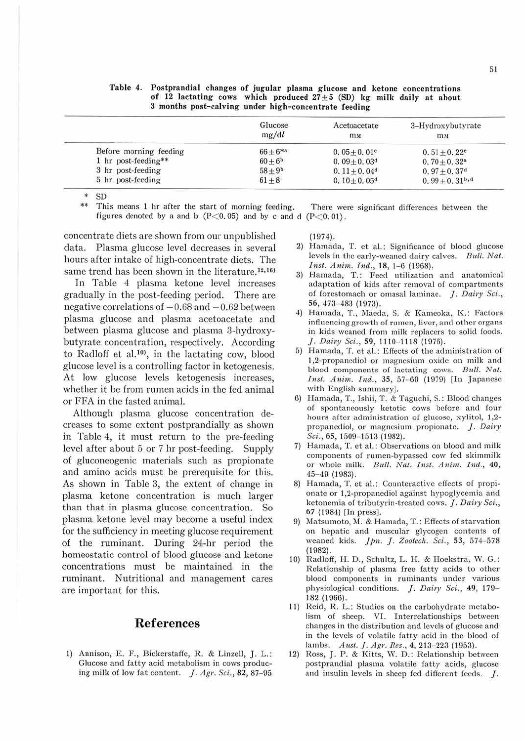**Table 4. Postprandial changes of jugular plasma glucose and ketone concentrations of 12 lactating cows which produced 27±5 (SD) kg milk daily at about 3 months post-calving under high-concentrate feeding**

| | Glucose mg/dl | Acetoacetate mM | 3-Hydroxybutyrate mM |
|---|---|---|---|
| Before morning feeding | 66±6*[a] | 0.05±0.01[c] | 0.51±0.22[c] |
| 1 hr post-feeding** | 60±6[b] | 0.09±0.03[d] | 0.70±0.32[a] |
| 3 hr post-feeding | 58±9[b] | 0.11±0.04[d] | 0.97±0.37[d] |
| 5 hr post-feeding | 61±8 | 0.10±0.05[d] | 0.99±0.31[b,d] |

\* SD

** This means 1 hr after the start of morning feeding. There were significant differences between the figures denoted by a and b ($P<0.05$) and by c and d ($P<0.01$).

concentrate diets are shown from our unpublished data. Plasma glucose level decreases in several hours after intake of high-concentrate diets. The same trend has been shown in the literature.[12,16]

In Table 4 plasma ketone level increases gradually in the post-feeding period. There are negative correlations of −0.68 and −0.62 between plasma glucose and plasma acetoacetate and between plasma glucose and plasma 3-hydroxybutyrate concentration, respectively. According to Radloff et al.[10], in the lactating cow, blood glucose level is a controlling factor in ketogenesis. At low glucose levels ketogenesis increases, whether it be from rumen acids in the fed animal or FFA in the fasted animal.

Although plasma glucose concentration decreases to some extent postprandially as shown in Table 4, it must return to the pre-feeding level after about 5 or 7 hr post-feeding. Supply of gluconeogenic materials such as propionate and amino acids must be prerequisite for this. As shown in Table 3, the extent of change in plasma ketone concentration is much larger than that in plasma glucose concentration. So plasma ketone level may become a useful index for the sufficiency in meeting glucose requirement of the ruminant. During 24-hr period the homeostatic control of blood glucose and ketone concentrations must be maintained in the ruminant. Nutritional and management cares are important for this.

## References

1) Annison, E. F., Bickerstaffe, R. & Linzell, J. L.: Glucose and fatty acid metabolism in cows producing milk of low fat content. *J. Agr. Sci.*, **82**, 87–95 (1974).
2) Hamada, T. et al.: Significance of blood glucose levels in the early-weaned dairy calves. *Bull. Nat. Inst. Anim. Ind.*, **18**, 1–6 (1968).
3) Hamada, T.: Feed utilization and anatomical adaptation of kids after removal of compartments of forestomach or omasal laminae. *J. Dairy Sci.*, **56**, 473–483 (1973).
4) Hamada, T., Maeda, S. & Kameoka, K.: Factors influencing growth of rumen, liver, and other organs in kids weaned from milk replacers to solid foods. *J. Dairy Sci.*, **59**, 1110–1118 (1976).
5) Hamada, T. et al.: Effects of the administration of 1,2-propanediol or magnesium oxide on milk and blood components of lactating cows. *Bull. Nat. Inst. Anim. Ind.*, **35**, 57–60 (1979) [In Japanese with English summary].
6) Hamada, T., Ishii, T. & Taguchi, S.: Blood changes of spontaneously ketotic cows before and four hours after administration of glucose, xylitol, 1,2-propanediol, or magnesium propionate. *J. Dairy Sci.*, **65**, 1509–1513 (1982).
7) Hamada, T. et al.: Observations on blood and milk components of rumen-bypassed cow fed skimmilk or whole milk. *Bull. Nat. Inst. Anim. Ind.*, **40**, 45–49 (1983).
8) Hamada, T. et al.: Counteractive effects of propionate or 1,2-propanediol against hypoglycemia and ketonemia of tributyrin-treated cows. *J. Dairy Sci.*, **67** (1984) [In press].
9) Matsumoto, M. & Hamada, T.: Effects of starvation on hepatic and muscular glycogen contents of weaned kids. *Jpn. J. Zootech. Sci.*, **53**, 574–578 (1982).
10) Radloff, H. D., Schultz, L. H. & Hoekstra, W. G.: Relationship of plasma free fatty acids to other blood components in ruminants under various physiological conditions. *J. Dairy Sci.*, **49**, 179–182 (1966).
11) Reid, R. L.: Studies on the carbohydrate metabolism of sheep. VI. Interrelationships between changes in the distribution and levels of glucose and in the levels of volatile fatty acid in the blood of lambs. *Aust. J. Agr. Res.*, **4**, 213–223 (1953).
12) Ross, J. P. & Kitts, W. D.: Relationship between postprandial plasma volatile fatty acids, glucose and insulin levels in sheep fed different feeds. *J.*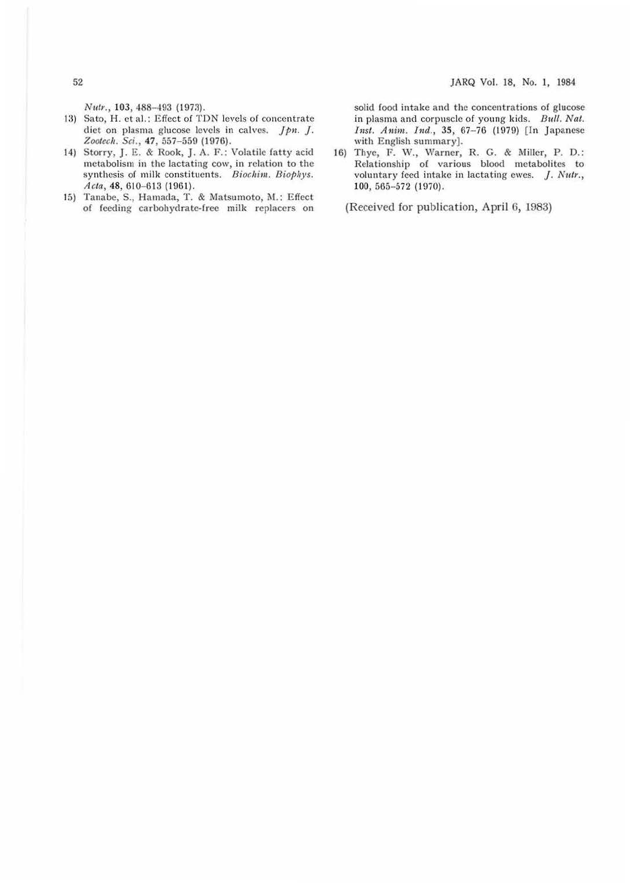*Nutr.*, **103**, 488–493 (1973).

13) Sato, H. et al.: Effect of TDN levels of concentrate diet on plasma glucose levels in calves. *Jpn. J. Zootech. Sci.*, **47**, 557–559 (1976).

14) Storry, J. E. & Rook, J. A. F.: Volatile fatty acid metabolism in the lactating cow, in relation to the synthesis of milk constituents. *Biochim. Biophys. Acta*, **48**, 610–613 (1961).

15) Tanabe, S., Hamada, T. & Matsumoto, M.: Effect of feeding carbohydrate-free milk replacers on solid food intake and the concentrations of glucose in plasma and corpuscle of young kids. *Bull. Nat. Inst. Anim. Ind.*, **35**, 67–76 (1979) [In Japanese with English summary].

16) Thye, F. W., Warner, R. G. & Miller, P. D.: Relationship of various blood metabolites to voluntary feed intake in lactating ewes. *J. Nutr.*, **100**, 565–572 (1970).

(Received for publication, April 6, 1983)